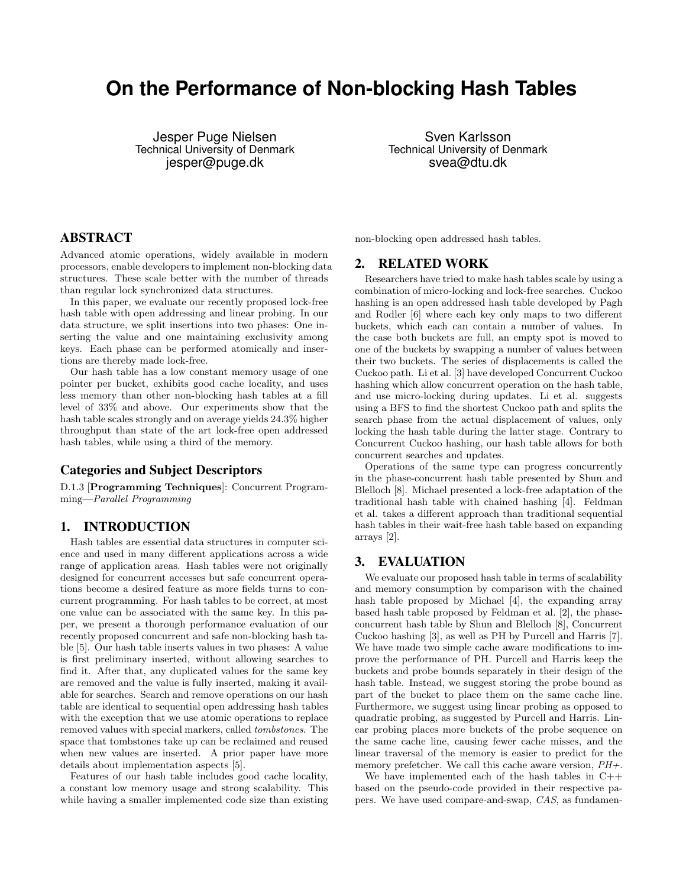# On the Performance of Non-blocking Hash Tables

Jesper Puge Nielsen
Technical University of Denmark
jesper@puge.dk

Sven Karlsson
Technical University of Denmark
svea@dtu.dk

## ABSTRACT

Advanced atomic operations, widely available in modern processors, enable developers to implement non-blocking data structures. These scale better with the number of threads than regular lock synchronized data structures.

In this paper, we evaluate our recently proposed lock-free hash table with open addressing and linear probing. In our data structure, we split insertions into two phases: One inserting the value and one maintaining exclusivity among keys. Each phase can be performed atomically and insertions are thereby made lock-free.

Our hash table has a low constant memory usage of one pointer per bucket, exhibits good cache locality, and uses less memory than other non-blocking hash tables at a fill level of 33% and above. Our experiments show that the hash table scales strongly and on average yields 24.3% higher throughput than state of the art lock-free open addressed hash tables, while using a third of the memory.

### Categories and Subject Descriptors

D.1.3 [**Programming Techniques**]: Concurrent Programming—*Parallel Programming*

## 1. INTRODUCTION

Hash tables are essential data structures in computer science and used in many different applications across a wide range of application areas. Hash tables were not originally designed for concurrent accesses but safe concurrent operations become a desired feature as more fields turns to concurrent programming. For hash tables to be correct, at most one value can be associated with the same key. In this paper, we present a thorough performance evaluation of our recently proposed concurrent and safe non-blocking hash table [5]. Our hash table inserts values in two phases: A value is first preliminary inserted, without allowing searches to find it. After that, any duplicated values for the same key are removed and the value is fully inserted, making it available for searches. Search and remove operations on our hash table are identical to sequential open addressing hash tables with the exception that we use atomic operations to replace removed values with special markers, called *tombstones*. The space that tombstones take up can be reclaimed and reused when new values are inserted. A prior paper have more details about implementation aspects [5].

Features of our hash table includes good cache locality, a constant low memory usage and strong scalability. This while having a smaller implemented code size than existing non-blocking open addressed hash tables.

## 2. RELATED WORK

Researchers have tried to make hash tables scale by using a combination of micro-locking and lock-free searches. Cuckoo hashing is an open addressed hash table developed by Pagh and Rodler [6] where each key only maps to two different buckets, which each can contain a number of values. In the case both buckets are full, an empty spot is moved to one of the buckets by swapping a number of values between their two buckets. The series of displacements is called the Cuckoo path. Li et al. [3] have developed Concurrent Cuckoo hashing which allow concurrent operation on the hash table, and use micro-locking during updates. Li et al. suggests using a BFS to find the shortest Cuckoo path and splits the search phase from the actual displacement of values, only locking the hash table during the latter stage. Contrary to Concurrent Cuckoo hashing, our hash table allows for both concurrent searches and updates.

Operations of the same type can progress concurrently in the phase-concurrent hash table presented by Shun and Blelloch [8]. Michael presented a lock-free adaptation of the traditional hash table with chained hashing [4]. Feldman et al. takes a different approach than traditional sequential hash tables in their wait-free hash table based on expanding arrays [2].

## 3. EVALUATION

We evaluate our proposed hash table in terms of scalability and memory consumption by comparison with the chained hash table proposed by Michael [4], the expanding array based hash table proposed by Feldman et al. [2], the phase-concurrent hash table by Shun and Blelloch [8], Concurrent Cuckoo hashing [3], as well as PH by Purcell and Harris [7]. We have made two simple cache aware modifications to improve the performance of PH. Purcell and Harris keep the buckets and probe bounds separately in their design of the hash table. Instead, we suggest storing the probe bound as part of the bucket to place them on the same cache line. Furthermore, we suggest using linear probing as opposed to quadratic probing, as suggested by Purcell and Harris. Linear probing places more buckets of the probe sequence on the same cache line, causing fewer cache misses, and the linear traversal of the memory is easier to predict for the memory prefetcher. We call this cache aware version, *PH+*.

We have implemented each of the hash tables in C++ based on the pseudo-code provided in their respective papers. We have used compare-and-swap, *CAS*, as fundamen-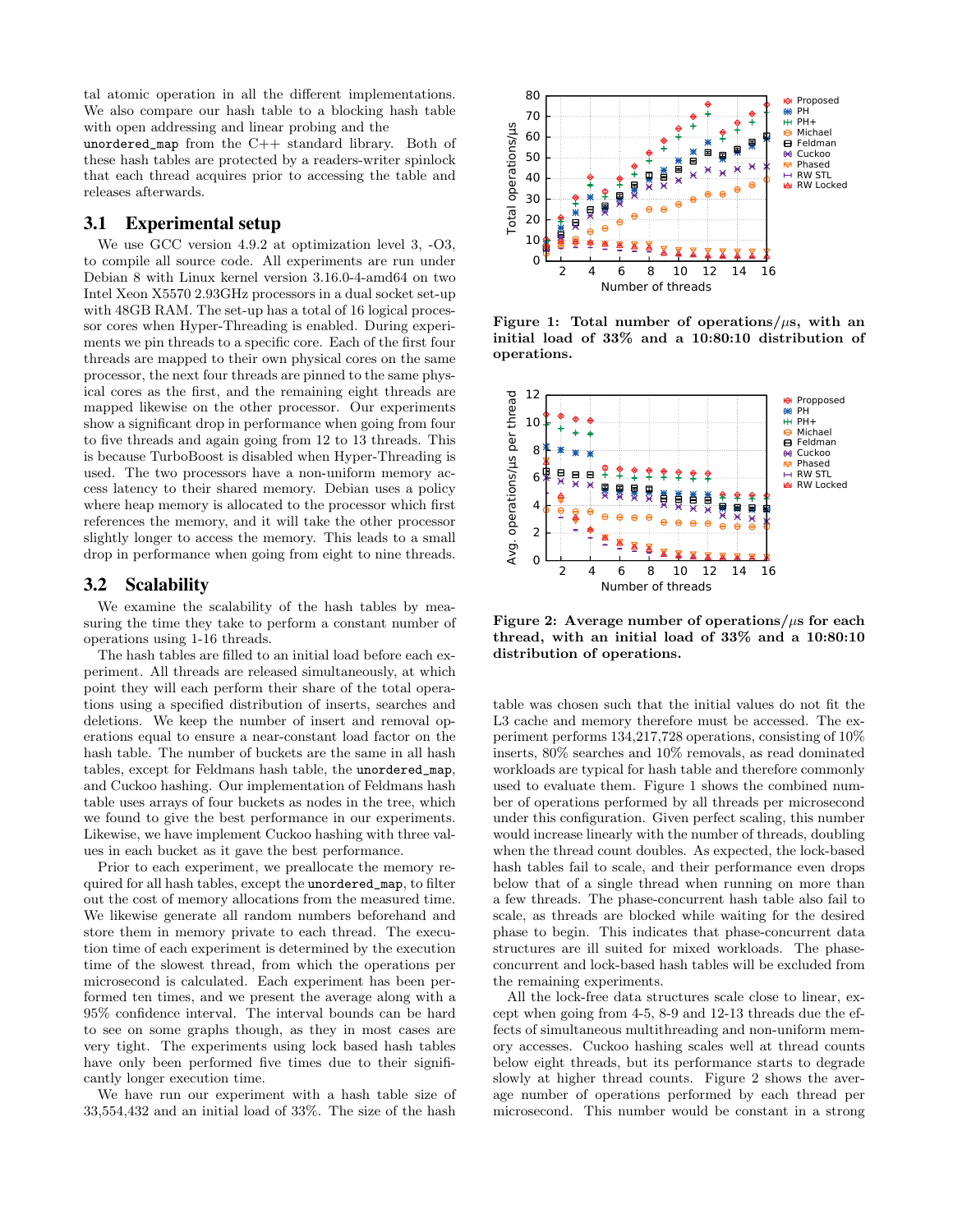tal atomic operation in all the different implementations. We also compare our hash table to a blocking hash table with open addressing and linear probing and the unordered_map from the C++ standard library. Both of these hash tables are protected by a readers-writer spinlock that each thread acquires prior to accessing the table and releases afterwards.

### 3.1 Experimental setup

We use GCC version 4.9.2 at optimization level 3, -O3, to compile all source code. All experiments are run under Debian 8 with Linux kernel version 3.16.0-4-amd64 on two Intel Xeon X5570 2.93GHz processors in a dual socket set-up with 48GB RAM. The set-up has a total of 16 logical processor cores when Hyper-Threading is enabled. During experiments we pin threads to a specific core. Each of the first four threads are mapped to their own physical cores on the same processor, the next four threads are pinned to the same physical cores as the first, and the remaining eight threads are mapped likewise on the other processor. Our experiments show a significant drop in performance when going from four to five threads and again going from 12 to 13 threads. This is because TurboBoost is disabled when Hyper-Threading is used. The two processors have a non-uniform memory access latency to their shared memory. Debian uses a policy where heap memory is allocated to the processor which first references the memory, and it will take the other processor slightly longer to access the memory. This leads to a small drop in performance when going from eight to nine threads.

### 3.2 Scalability

We examine the scalability of the hash tables by measuring the time they take to perform a constant number of operations using 1-16 threads.

The hash tables are filled to an initial load before each experiment. All threads are released simultaneously, at which point they will each perform their share of the total operations using a specified distribution of inserts, searches and deletions. We keep the number of insert and removal operations equal to ensure a near-constant load factor on the hash table. The number of buckets are the same in all hash tables, except for Feldmans hash table, the unordered_map, and Cuckoo hashing. Our implementation of Feldmans hash table uses arrays of four buckets as nodes in the tree, which we found to give the best performance in our experiments. Likewise, we have implement Cuckoo hashing with three values in each bucket as it gave the best performance.

Prior to each experiment, we preallocate the memory required for all hash tables, except the unordered_map, to filter out the cost of memory allocations from the measured time. We likewise generate all random numbers beforehand and store them in memory private to each thread. The execution time of each experiment is determined by the execution time of the slowest thread, from which the operations per microsecond is calculated. Each experiment has been performed ten times, and we present the average along with a 95% confidence interval. The interval bounds can be hard to see on some graphs though, as they in most cases are very tight. The experiments using lock based hash tables have only been performed five times due to their significantly longer execution time.

We have run our experiment with a hash table size of 33,554,432 and an initial load of 33%. The size of the hash

**Figure 1: Total number of operations/$\mu$s, with an initial load of 33% and a 10:80:10 distribution of operations.**

**Figure 2: Average number of operations/$\mu$s for each thread, with an initial load of 33% and a 10:80:10 distribution of operations.**

table was chosen such that the initial values do not fit the L3 cache and memory therefore must be accessed. The experiment performs 134,217,728 operations, consisting of 10% inserts, 80% searches and 10% removals, as read dominated workloads are typical for hash table and therefore commonly used to evaluate them. Figure 1 shows the combined number of operations performed by all threads per microsecond under this configuration. Given perfect scaling, this number would increase linearly with the number of threads, doubling when the thread count doubles. As expected, the lock-based hash tables fail to scale, and their performance even drops below that of a single thread when running on more than a few threads. The phase-concurrent hash table also fail to scale, as threads are blocked while waiting for the desired phase to begin. This indicates that phase-concurrent data structures are ill suited for mixed workloads. The phase-concurrent and lock-based hash tables will be excluded from the remaining experiments.

All the lock-free data structures scale close to linear, except when going from 4-5, 8-9 and 12-13 threads due the effects of simultaneous multithreading and non-uniform memory accesses. Cuckoo hashing scales well at thread counts below eight threads, but its performance starts to degrade slowly at higher thread counts. Figure 2 shows the average number of operations performed by each thread per microsecond. This number would be constant in a strong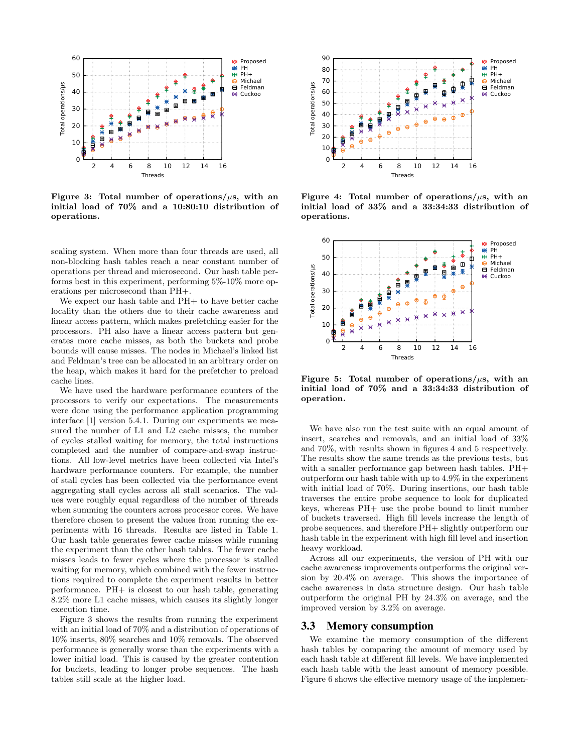**Figure 3: Total number of operations/$\mu$s, with an initial load of 70% and a 10:80:10 distribution of operations.**

**Figure 4: Total number of operations/$\mu$s, with an initial load of 33% and a 33:34:33 distribution of operations.**

**Figure 5: Total number of operations/$\mu$s, with an initial load of 70% and a 33:34:33 distribution of operation.**

scaling system. When more than four threads are used, all non-blocking hash tables reach a near constant number of operations per thread and microsecond. Our hash table performs best in this experiment, performing 5%-10% more operations per microsecond than PH+.

We expect our hash table and PH+ to have better cache locality than the others due to their cache awareness and linear access pattern, which makes prefetching easier for the processors. PH also have a linear access pattern but generates more cache misses, as both the buckets and probe bounds will cause misses. The nodes in Michael's linked list and Feldman's tree can be allocated in an arbitrary order on the heap, which makes it hard for the prefetcher to preload cache lines.

We have used the hardware performance counters of the processors to verify our expectations. The measurements were done using the performance application programming interface [1] version 5.4.1. During our experiments we measured the number of L1 and L2 cache misses, the number of cycles stalled waiting for memory, the total instructions completed and the number of compare-and-swap instructions. All low-level metrics have been collected via Intel's hardware performance counters. For example, the number of stall cycles has been collected via the performance event aggregating stall cycles across all stall scenarios. The values were roughly equal regardless of the number of threads when summing the counters across processor cores. We have therefore chosen to present the values from running the experiments with 16 threads. Results are listed in Table 1. Our hash table generates fewer cache misses while running the experiment than the other hash tables. The fewer cache misses leads to fewer cycles where the processor is stalled waiting for memory, which combined with the fewer instructions required to complete the experiment results in better performance. PH+ is closest to our hash table, generating 8.2% more L1 cache misses, which causes its slightly longer execution time.

Figure 3 shows the results from running the experiment with an initial load of 70% and a distribution of operations of 10% inserts, 80% searches and 10% removals. The observed performance is generally worse than the experiments with a lower initial load. This is caused by the greater contention for buckets, leading to longer probe sequences. The hash tables still scale at the higher load.

We have also run the test suite with an equal amount of insert, searches and removals, and an initial load of 33% and 70%, with results shown in figures 4 and 5 respectively. The results show the same trends as the previous tests, but with a smaller performance gap between hash tables. PH+ outperform our hash table with up to 4.9% in the experiment with initial load of 70%. During insertions, our hash table traverses the entire probe sequence to look for duplicated keys, whereas PH+ use the probe bound to limit number of buckets traversed. High fill levels increase the length of probe sequences, and therefore PH+ slightly outperform our hash table in the experiment with high fill level and insertion heavy workload.

Across all our experiments, the version of PH with our cache awareness improvements outperforms the original version by 20.4% on average. This shows the importance of cache awareness in data structure design. Our hash table outperform the original PH by 24.3% on average, and the improved version by 3.2% on average.

## 3.3 Memory consumption

We examine the memory consumption of the different hash tables by comparing the amount of memory used by each hash table at different fill levels. We have implemented each hash table with the least amount of memory possible. Figure 6 shows the effective memory usage of the implemen-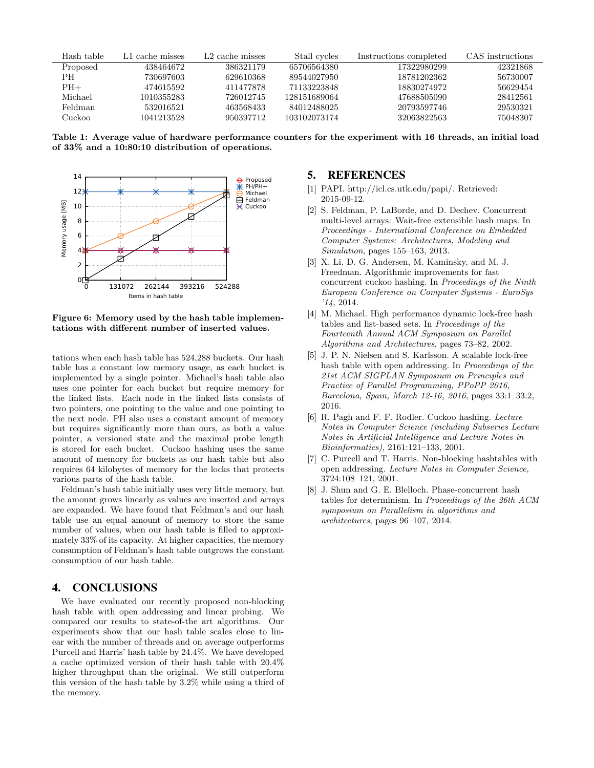| Hash table | L1 cache misses | L2 cache misses | Stall cycles | Instructions completed | CAS instructions |
|---|---|---|---|---|---|
| Proposed | 438464672 | 386321179 | 65706564380 | 17322980299 | 42321868 |
| PH | 730697603 | 629610368 | 89544027950 | 18781202362 | 56730007 |
| PH+ | 474615592 | 411477878 | 71133223848 | 18830274972 | 56629454 |
| Michael | 1010355283 | 726012745 | 128151689064 | 47688505090 | 28412561 |
| Feldman | 532016521 | 463568433 | 84012488025 | 20793597746 | 29530321 |
| Cuckoo | 1041213528 | 950397712 | 103102073174 | 32063822563 | 75048307 |

**Table 1: Average value of hardware performance counters for the experiment with 16 threads, an initial load of 33% and a 10:80:10 distribution of operations.**

Memory usage [MB]
14
12
10
8
6
4
2
0
0
131072
262144
393216
524288
Items in hash table
Proposed
PH/PH+
Michael
Feldman
Cuckoo

**Figure 6: Memory used by the hash table implementations with different number of inserted values.**

tations when each hash table has 524,288 buckets. Our hash table has a constant low memory usage, as each bucket is implemented by a single pointer. Michael's hash table also uses one pointer for each bucket but require memory for the linked lists. Each node in the linked lists consists of two pointers, one pointing to the value and one pointing to the next node. PH also uses a constant amount of memory but requires significantly more than ours, as both a value pointer, a versioned state and the maximal probe length is stored for each bucket. Cuckoo hashing uses the same amount of memory for buckets as our hash table but also requires 64 kilobytes of memory for the locks that protects various parts of the hash table.

Feldman's hash table initially uses very little memory, but the amount grows linearly as values are inserted and arrays are expanded. We have found that Feldman's and our hash table use an equal amount of memory to store the same number of values, when our hash table is filled to approximately 33% of its capacity. At higher capacities, the memory consumption of Feldman's hash table outgrows the constant consumption of our hash table.

## 4. CONCLUSIONS

We have evaluated our recently proposed non-blocking hash table with open addressing and linear probing. We compared our results to state-of-the art algorithms. Our experiments show that our hash table scales close to linear with the number of threads and on average outperforms Purcell and Harris' hash table by 24.4%. We have developed a cache optimized version of their hash table with 20.4% higher throughput than the original. We still outperform this version of the hash table by 3.2% while using a third of the memory.

## 5. REFERENCES

[1] PAPI. http://icl.cs.utk.edu/papi/. Retrieved: 2015-09-12.

[2] S. Feldman, P. LaBorde, and D. Dechev. Concurrent multi-level arrays: Wait-free extensible hash maps. In *Proceedings - International Conference on Embedded Computer Systems: Architectures, Modeling and Simulation*, pages 155–163, 2013.

[3] X. Li, D. G. Andersen, M. Kaminsky, and M. J. Freedman. Algorithmic improvements for fast concurrent cuckoo hashing. In *Proceedings of the Ninth European Conference on Computer Systems - EuroSys '14*, 2014.

[4] M. Michael. High performance dynamic lock-free hash tables and list-based sets. In *Proceedings of the Fourteenth Annual ACM Symposium on Parallel Algorithms and Architectures*, pages 73–82, 2002.

[5] J. P. N. Nielsen and S. Karlsson. A scalable lock-free hash table with open addressing. In *Proceedings of the 21st ACM SIGPLAN Symposium on Principles and Practice of Parallel Programming, PPoPP 2016, Barcelona, Spain, March 12-16, 2016*, pages 33:1–33:2, 2016.

[6] R. Pagh and F. F. Rodler. Cuckoo hashing. *Lecture Notes in Computer Science (including Subseries Lecture Notes in Artificial Intelligence and Lecture Notes in Bioinformatics)*, 2161:121–133, 2001.

[7] C. Purcell and T. Harris. Non-blocking hashtables with open addressing. *Lecture Notes in Computer Science*, 3724:108–121, 2001.

[8] J. Shun and G. E. Blelloch. Phase-concurrent hash tables for determinism. In *Proceedings of the 26th ACM symposium on Parallelism in algorithms and architectures*, pages 96–107, 2014.